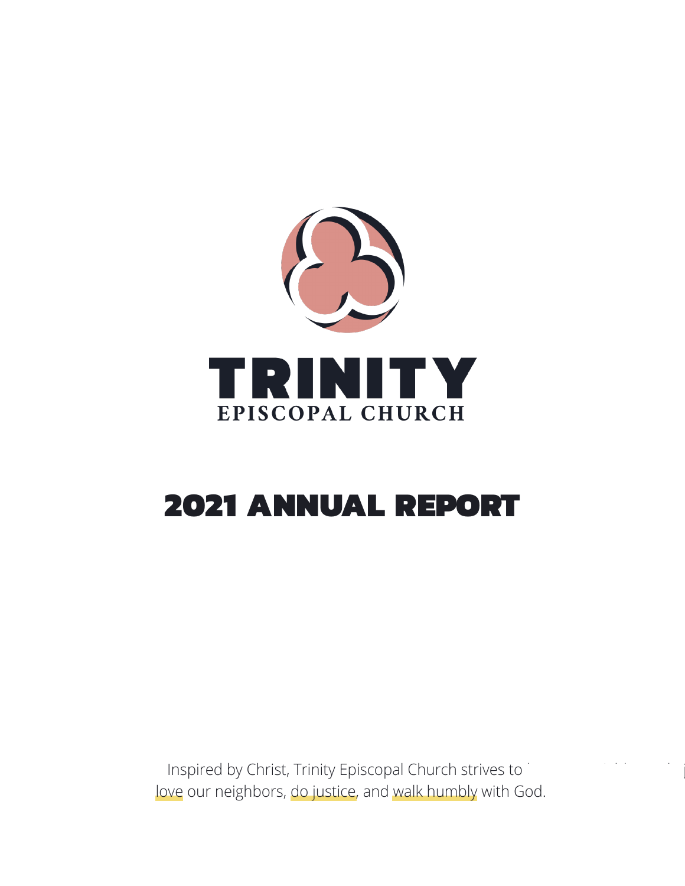# TRINITY

## EPISCOPAL CHURCH

# 2021 ANNUAL REPORT

Inspired by Christ, Trinity Episcopal Church strives to love our neighbors, do justice, and walk humbly with God.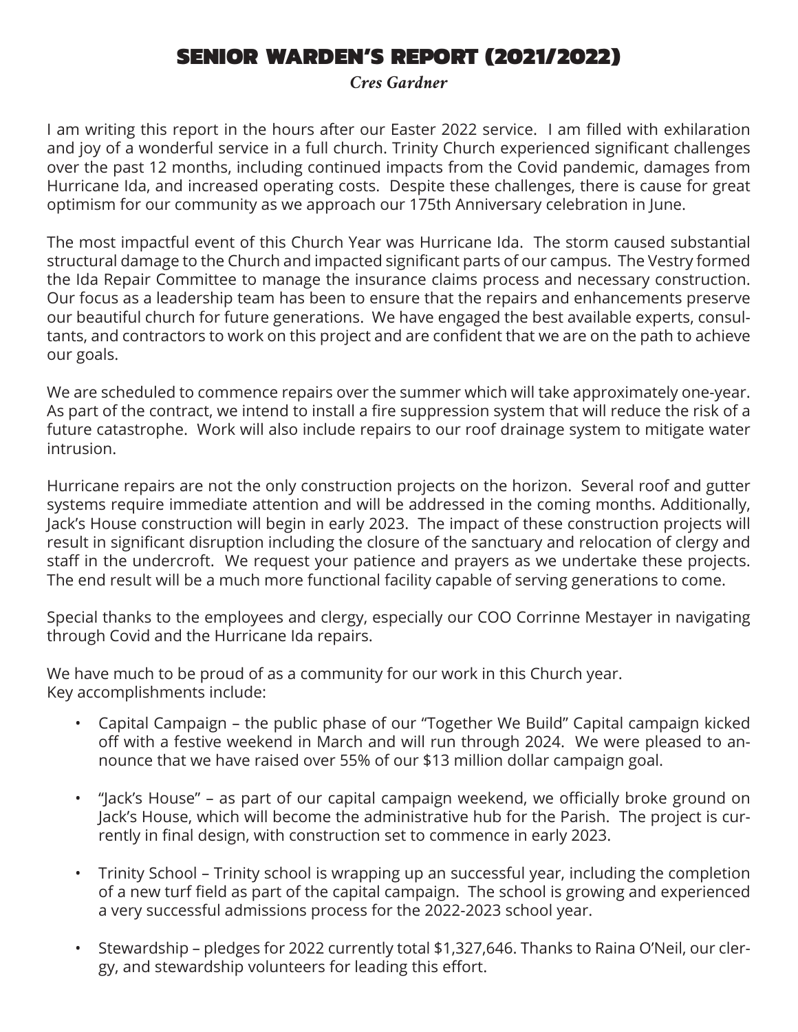# SENIOR WARDEN'S REPORT (2021/2022)

*Cres Gardner*

I am writing this report in the hours after our Easter 2022 service. I am filled with exhilaration and joy of a wonderful service in a full church. Trinity Church experienced significant challenges over the past 12 months, including continued impacts from the Covid pandemic, damages from Hurricane Ida, and increased operating costs. Despite these challenges, there is cause for great optimism for our community as we approach our 175th Anniversary celebration in June.

The most impactful event of this Church Year was Hurricane Ida. The storm caused substantial structural damage to the Church and impacted significant parts of our campus. The Vestry formed the Ida Repair Committee to manage the insurance claims process and necessary construction. Our focus as a leadership team has been to ensure that the repairs and enhancements preserve our beautiful church for future generations. We have engaged the best available experts, consultants, and contractors to work on this project and are confident that we are on the path to achieve our goals.

We are scheduled to commence repairs over the summer which will take approximately one-year. As part of the contract, we intend to install a fire suppression system that will reduce the risk of a future catastrophe. Work will also include repairs to our roof drainage system to mitigate water intrusion.

Hurricane repairs are not the only construction projects on the horizon. Several roof and gutter systems require immediate attention and will be addressed in the coming months. Additionally, Jack's House construction will begin in early 2023. The impact of these construction projects will result in significant disruption including the closure of the sanctuary and relocation of clergy and staff in the undercroft. We request your patience and prayers as we undertake these projects. The end result will be a much more functional facility capable of serving generations to come.

Special thanks to the employees and clergy, especially our COO Corrinne Mestayer in navigating through Covid and the Hurricane Ida repairs.

We have much to be proud of as a community for our work in this Church year.
Key accomplishments include:

- Capital Campaign – the public phase of our "Together We Build" Capital campaign kicked off with a festive weekend in March and will run through 2024. We were pleased to announce that we have raised over 55% of our $13 million dollar campaign goal.
- "Jack's House" – as part of our capital campaign weekend, we officially broke ground on Jack's House, which will become the administrative hub for the Parish. The project is currently in final design, with construction set to commence in early 2023.
- Trinity School – Trinity school is wrapping up an successful year, including the completion of a new turf field as part of the capital campaign. The school is growing and experienced a very successful admissions process for the 2022-2023 school year.
- Stewardship – pledges for 2022 currently total $1,327,646. Thanks to Raina O'Neil, our clergy, and stewardship volunteers for leading this effort.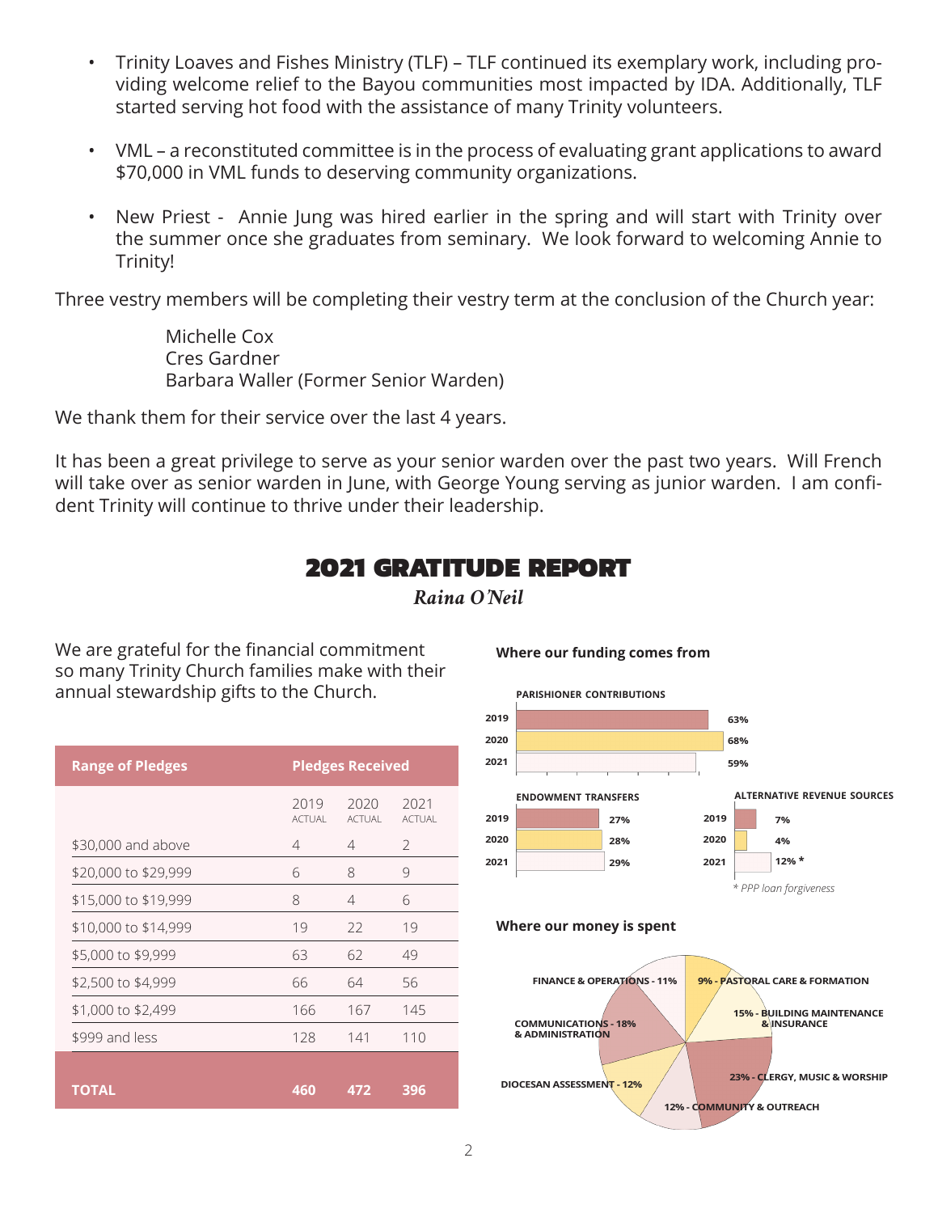- Trinity Loaves and Fishes Ministry (TLF) – TLF continued its exemplary work, including providing welcome relief to the Bayou communities most impacted by IDA. Additionally, TLF started serving hot food with the assistance of many Trinity volunteers.
- VML – a reconstituted committee is in the process of evaluating grant applications to award $70,000 in VML funds to deserving community organizations.
- New Priest - Annie Jung was hired earlier in the spring and will start with Trinity over the summer once she graduates from seminary. We look forward to welcoming Annie to Trinity!

Three vestry members will be completing their vestry term at the conclusion of the Church year:

Michelle Cox
Cres Gardner
Barbara Waller (Former Senior Warden)

We thank them for their service over the last 4 years.

It has been a great privilege to serve as your senior warden over the past two years. Will French will take over as senior warden in June, with George Young serving as junior warden. I am confident Trinity will continue to thrive under their leadership.

# 2021 GRATITUDE REPORT

*Raina O'Neil*

We are grateful for the financial commitment so many Trinity Church families make with their annual stewardship gifts to the Church.

| Range of Pledges | Pledges Received | | |
|---|---|---|---|
| | 2019 ACTUAL | 2020 ACTUAL | 2021 ACTUAL |
| $30,000 and above | 4 | 4 | 2 |
| $20,000 to $29,999 | 6 | 8 | 9 |
| $15,000 to $19,999 | 8 | 4 | 6 |
| $10,000 to $14,999 | 19 | 22 | 19 |
| $5,000 to $9,999 | 63 | 62 | 49 |
| $2,500 to $4,999 | 66 | 64 | 56 |
| $1,000 to $2,499 | 166 | 167 | 145 |
| $999 and less | 128 | 141 | 110 |
| **TOTAL** | **460** | **472** | **396** |

**Where our funding comes from**

**PARISHIONER CONTRIBUTIONS**

| Year | % |
|---|---|
| 2019 | 63% |
| 2020 | 68% |
| 2021 | 59% |

**ENDOWMENT TRANSFERS**

| Year | % |
|---|---|
| 2019 | 27% |
| 2020 | 28% |
| 2021 | 29% |

**ALTERNATIVE REVENUE SOURCES**

| Year | % |
|---|---|
| 2019 | 7% |
| 2020 | 4% |
| 2021 | 12% * |

*\* PPP loan forgiveness*

**Where our money is spent**

- 9% - PASTORAL CARE & FORMATION
- 15% - BUILDING MAINTENANCE & INSURANCE
- 23% - CLERGY, MUSIC & WORSHIP
- 12% - COMMUNITY & OUTREACH
- DIOCESAN ASSESSMENT - 12%
- COMMUNICATIONS & ADMINISTRATION - 18%
- FINANCE & OPERATIONS - 11%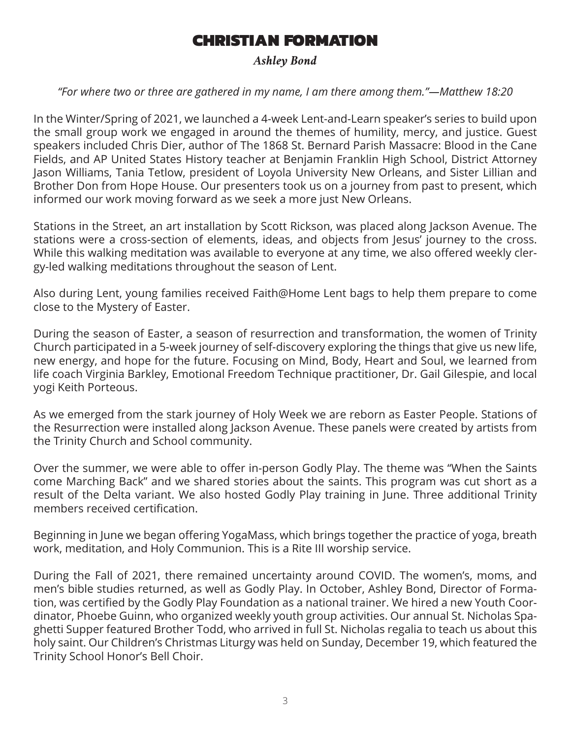# CHRISTIAN FORMATION

*Ashley Bond*

*"For where two or three are gathered in my name, I am there among them."—Matthew 18:20*

In the Winter/Spring of 2021, we launched a 4-week Lent-and-Learn speaker's series to build upon the small group work we engaged in around the themes of humility, mercy, and justice. Guest speakers included Chris Dier, author of The 1868 St. Bernard Parish Massacre: Blood in the Cane Fields, and AP United States History teacher at Benjamin Franklin High School, District Attorney Jason Williams, Tania Tetlow, president of Loyola University New Orleans, and Sister Lillian and Brother Don from Hope House. Our presenters took us on a journey from past to present, which informed our work moving forward as we seek a more just New Orleans.

Stations in the Street, an art installation by Scott Rickson, was placed along Jackson Avenue. The stations were a cross-section of elements, ideas, and objects from Jesus' journey to the cross. While this walking meditation was available to everyone at any time, we also offered weekly clergy-led walking meditations throughout the season of Lent.

Also during Lent, young families received Faith@Home Lent bags to help them prepare to come close to the Mystery of Easter.

During the season of Easter, a season of resurrection and transformation, the women of Trinity Church participated in a 5-week journey of self-discovery exploring the things that give us new life, new energy, and hope for the future. Focusing on Mind, Body, Heart and Soul, we learned from life coach Virginia Barkley, Emotional Freedom Technique practitioner, Dr. Gail Gilespie, and local yogi Keith Porteous.

As we emerged from the stark journey of Holy Week we are reborn as Easter People. Stations of the Resurrection were installed along Jackson Avenue. These panels were created by artists from the Trinity Church and School community.

Over the summer, we were able to offer in-person Godly Play. The theme was "When the Saints come Marching Back" and we shared stories about the saints. This program was cut short as a result of the Delta variant. We also hosted Godly Play training in June. Three additional Trinity members received certification.

Beginning in June we began offering YogaMass, which brings together the practice of yoga, breath work, meditation, and Holy Communion. This is a Rite III worship service.

During the Fall of 2021, there remained uncertainty around COVID. The women's, moms, and men's bible studies returned, as well as Godly Play. In October, Ashley Bond, Director of Formation, was certified by the Godly Play Foundation as a national trainer. We hired a new Youth Coordinator, Phoebe Guinn, who organized weekly youth group activities. Our annual St. Nicholas Spaghetti Supper featured Brother Todd, who arrived in full St. Nicholas regalia to teach us about this holy saint. Our Children's Christmas Liturgy was held on Sunday, December 19, which featured the Trinity School Honor's Bell Choir.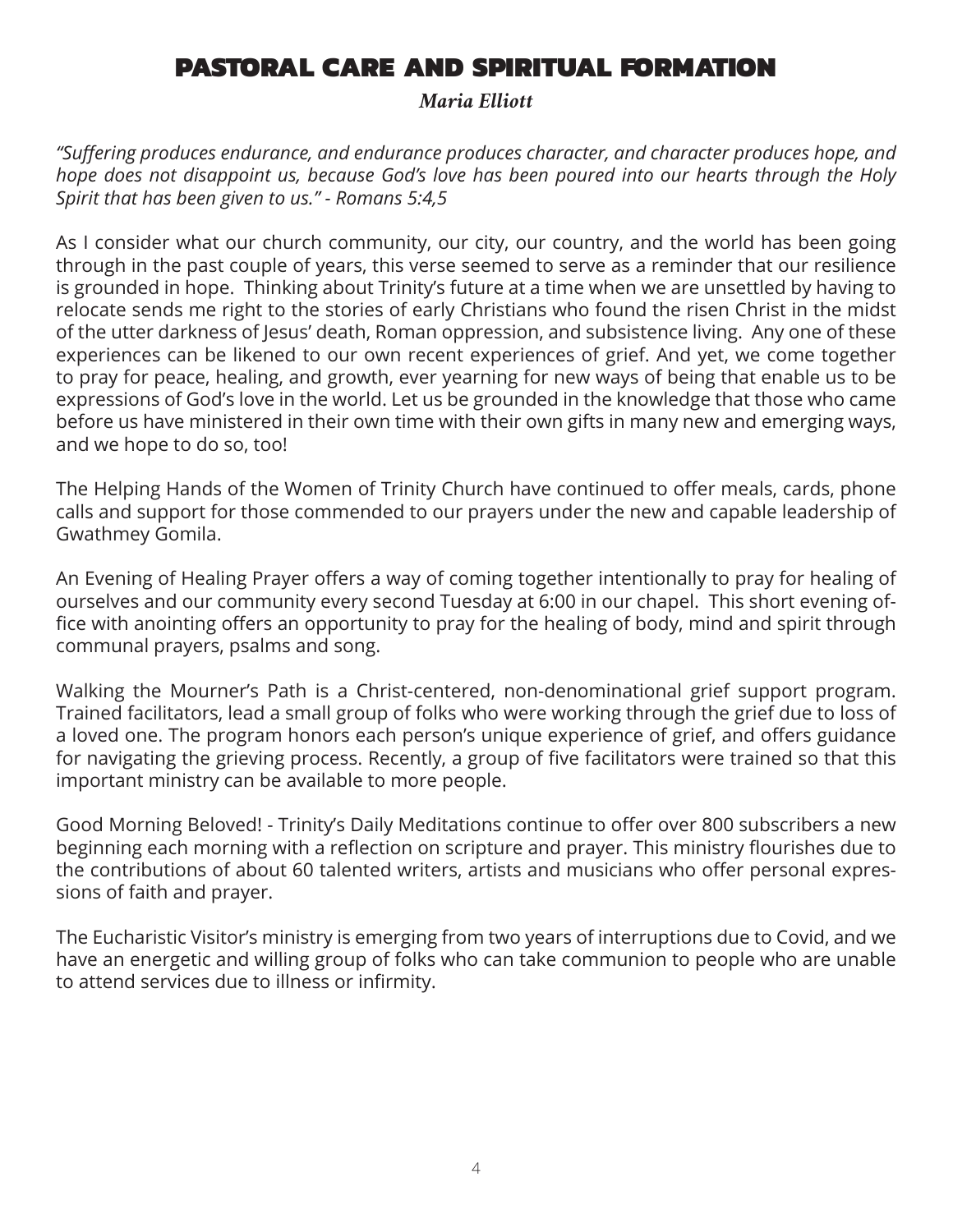# PASTORAL CARE AND SPIRITUAL FORMATION

***Maria Elliott***

*"Suffering produces endurance, and endurance produces character, and character produces hope, and hope does not disappoint us, because God's love has been poured into our hearts through the Holy Spirit that has been given to us." - Romans 5:4,5*

As I consider what our church community, our city, our country, and the world has been going through in the past couple of years, this verse seemed to serve as a reminder that our resilience is grounded in hope. Thinking about Trinity's future at a time when we are unsettled by having to relocate sends me right to the stories of early Christians who found the risen Christ in the midst of the utter darkness of Jesus' death, Roman oppression, and subsistence living. Any one of these experiences can be likened to our own recent experiences of grief. And yet, we come together to pray for peace, healing, and growth, ever yearning for new ways of being that enable us to be expressions of God's love in the world. Let us be grounded in the knowledge that those who came before us have ministered in their own time with their own gifts in many new and emerging ways, and we hope to do so, too!

The Helping Hands of the Women of Trinity Church have continued to offer meals, cards, phone calls and support for those commended to our prayers under the new and capable leadership of Gwathmey Gomila.

An Evening of Healing Prayer offers a way of coming together intentionally to pray for healing of ourselves and our community every second Tuesday at 6:00 in our chapel. This short evening office with anointing offers an opportunity to pray for the healing of body, mind and spirit through communal prayers, psalms and song.

Walking the Mourner's Path is a Christ-centered, non-denominational grief support program. Trained facilitators, lead a small group of folks who were working through the grief due to loss of a loved one. The program honors each person's unique experience of grief, and offers guidance for navigating the grieving process. Recently, a group of five facilitators were trained so that this important ministry can be available to more people.

Good Morning Beloved! - Trinity's Daily Meditations continue to offer over 800 subscribers a new beginning each morning with a reflection on scripture and prayer. This ministry flourishes due to the contributions of about 60 talented writers, artists and musicians who offer personal expressions of faith and prayer.

The Eucharistic Visitor's ministry is emerging from two years of interruptions due to Covid, and we have an energetic and willing group of folks who can take communion to people who are unable to attend services due to illness or infirmity.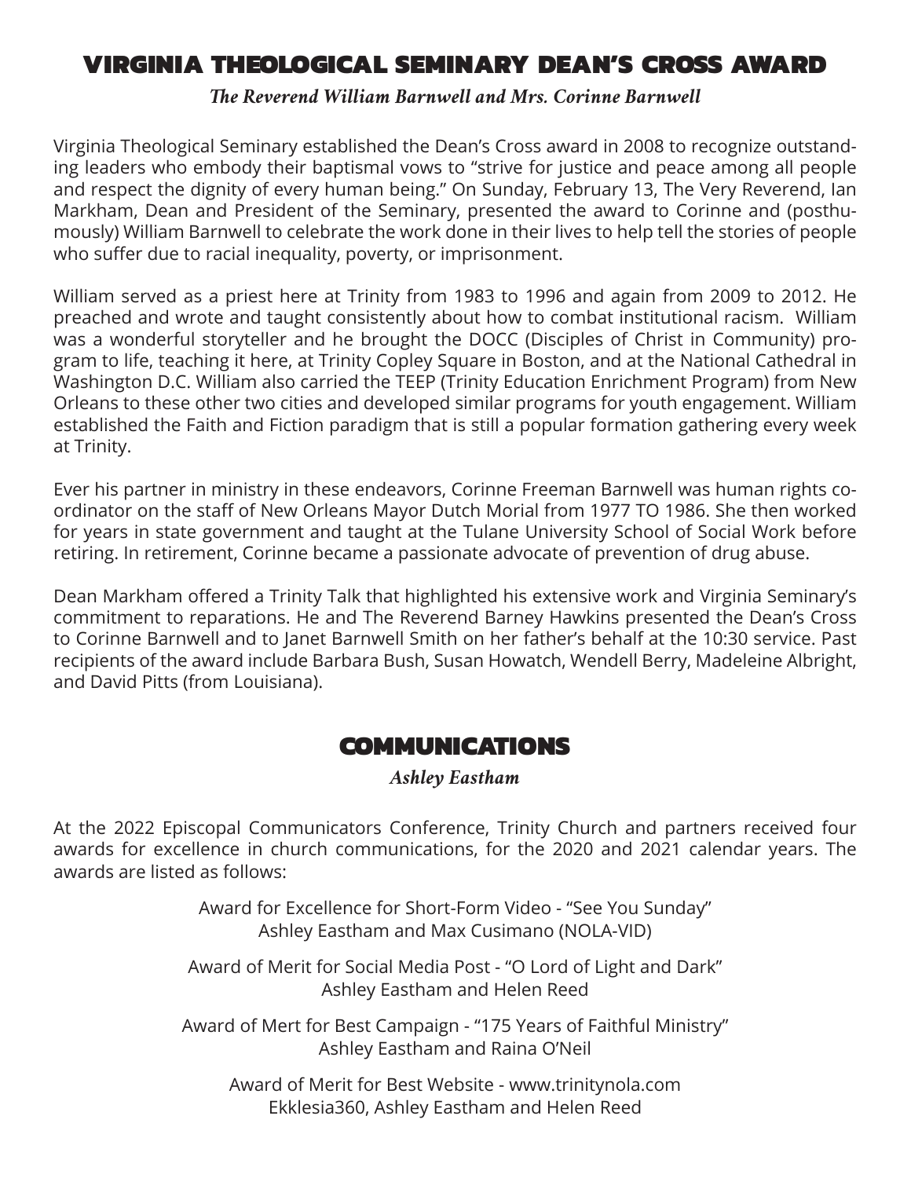# VIRGINIA THEOLOGICAL SEMINARY DEAN'S CROSS AWARD

*The Reverend William Barnwell and Mrs. Corinne Barnwell*

Virginia Theological Seminary established the Dean's Cross award in 2008 to recognize outstanding leaders who embody their baptismal vows to "strive for justice and peace among all people and respect the dignity of every human being." On Sunday, February 13, The Very Reverend, Ian Markham, Dean and President of the Seminary, presented the award to Corinne and (posthumously) William Barnwell to celebrate the work done in their lives to help tell the stories of people who suffer due to racial inequality, poverty, or imprisonment.

William served as a priest here at Trinity from 1983 to 1996 and again from 2009 to 2012. He preached and wrote and taught consistently about how to combat institutional racism. William was a wonderful storyteller and he brought the DOCC (Disciples of Christ in Community) program to life, teaching it here, at Trinity Copley Square in Boston, and at the National Cathedral in Washington D.C. William also carried the TEEP (Trinity Education Enrichment Program) from New Orleans to these other two cities and developed similar programs for youth engagement. William established the Faith and Fiction paradigm that is still a popular formation gathering every week at Trinity.

Ever his partner in ministry in these endeavors, Corinne Freeman Barnwell was human rights coordinator on the staff of New Orleans Mayor Dutch Morial from 1977 TO 1986. She then worked for years in state government and taught at the Tulane University School of Social Work before retiring. In retirement, Corinne became a passionate advocate of prevention of drug abuse.

Dean Markham offered a Trinity Talk that highlighted his extensive work and Virginia Seminary's commitment to reparations. He and The Reverend Barney Hawkins presented the Dean's Cross to Corinne Barnwell and to Janet Barnwell Smith on her father's behalf at the 10:30 service. Past recipients of the award include Barbara Bush, Susan Howatch, Wendell Berry, Madeleine Albright, and David Pitts (from Louisiana).

# COMMUNICATIONS

*Ashley Eastham*

At the 2022 Episcopal Communicators Conference, Trinity Church and partners received four awards for excellence in church communications, for the 2020 and 2021 calendar years. The awards are listed as follows:

Award for Excellence for Short-Form Video - "See You Sunday"
Ashley Eastham and Max Cusimano (NOLA-VID)

Award of Merit for Social Media Post - "O Lord of Light and Dark"
Ashley Eastham and Helen Reed

Award of Mert for Best Campaign - "175 Years of Faithful Ministry"
Ashley Eastham and Raina O'Neil

Award of Merit for Best Website - www.trinitynola.com
Ekklesia360, Ashley Eastham and Helen Reed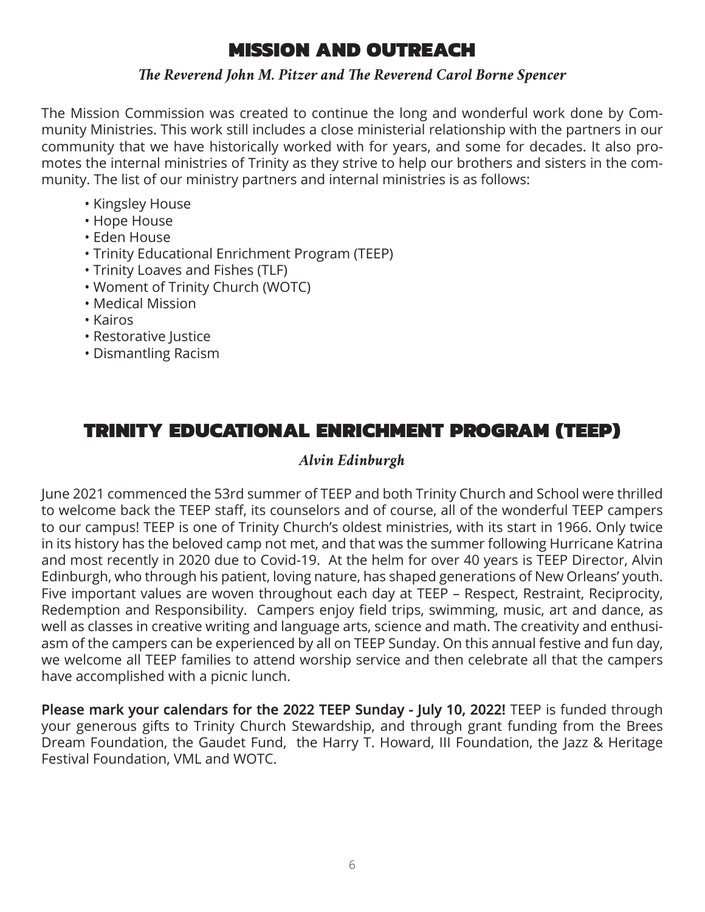# MISSION AND OUTREACH

*The Reverend John M. Pitzer and The Reverend Carol Borne Spencer*

The Mission Commission was created to continue the long and wonderful work done by Community Ministries. This work still includes a close ministerial relationship with the partners in our community that we have historically worked with for years, and some for decades. It also promotes the internal ministries of Trinity as they strive to help our brothers and sisters in the community. The list of our ministry partners and internal ministries is as follows:

- Kingsley House
- Hope House
- Eden House
- Trinity Educational Enrichment Program (TEEP)
- Trinity Loaves and Fishes (TLF)
- Woment of Trinity Church (WOTC)
- Medical Mission
- Kairos
- Restorative Justice
- Dismantling Racism

# TRINITY EDUCATIONAL ENRICHMENT PROGRAM (TEEP)

*Alvin Edinburgh*

June 2021 commenced the 53rd summer of TEEP and both Trinity Church and School were thrilled to welcome back the TEEP staff, its counselors and of course, all of the wonderful TEEP campers to our campus! TEEP is one of Trinity Church's oldest ministries, with its start in 1966. Only twice in its history has the beloved camp not met, and that was the summer following Hurricane Katrina and most recently in 2020 due to Covid-19. At the helm for over 40 years is TEEP Director, Alvin Edinburgh, who through his patient, loving nature, has shaped generations of New Orleans' youth. Five important values are woven throughout each day at TEEP – Respect, Restraint, Reciprocity, Redemption and Responsibility. Campers enjoy field trips, swimming, music, art and dance, as well as classes in creative writing and language arts, science and math. The creativity and enthusiasm of the campers can be experienced by all on TEEP Sunday. On this annual festive and fun day, we welcome all TEEP families to attend worship service and then celebrate all that the campers have accomplished with a picnic lunch.

**Please mark your calendars for the 2022 TEEP Sunday - July 10, 2022!** TEEP is funded through your generous gifts to Trinity Church Stewardship, and through grant funding from the Brees Dream Foundation, the Gaudet Fund, the Harry T. Howard, III Foundation, the Jazz & Heritage Festival Foundation, VML and WOTC.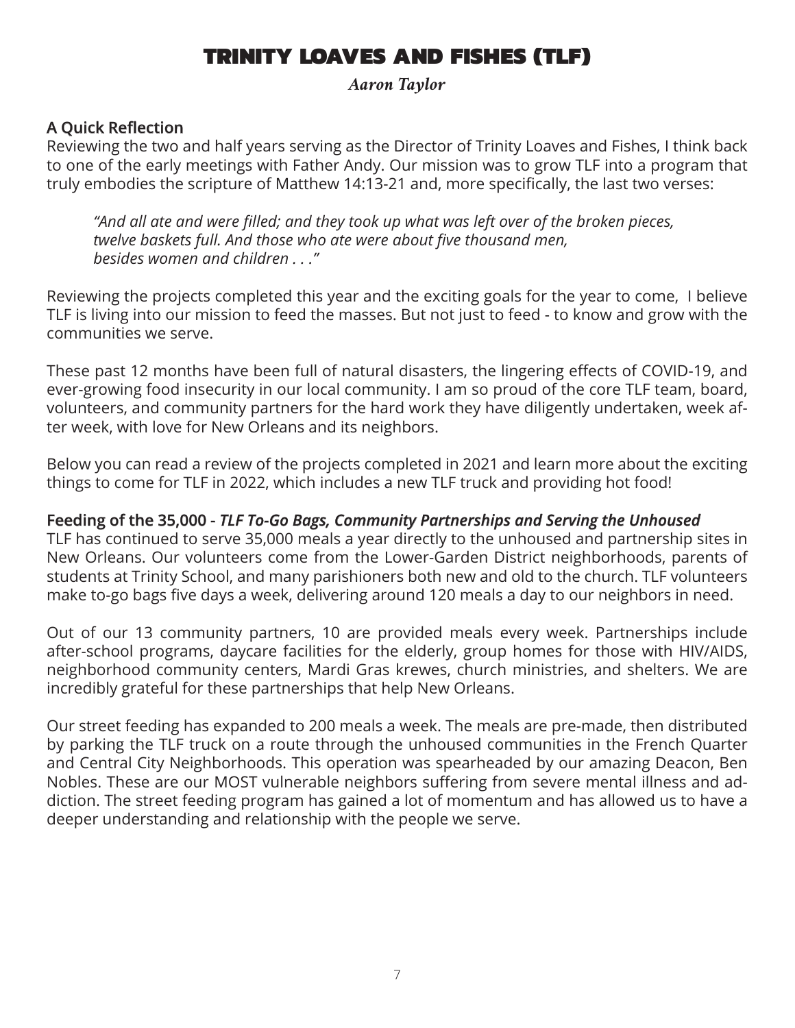# TRINITY LOAVES AND FISHES (TLF)

*Aaron Taylor*

## A Quick Reflection

Reviewing the two and half years serving as the Director of Trinity Loaves and Fishes, I think back to one of the early meetings with Father Andy. Our mission was to grow TLF into a program that truly embodies the scripture of Matthew 14:13-21 and, more specifically, the last two verses:

> *"And all ate and were filled; and they took up what was left over of the broken pieces, twelve baskets full. And those who ate were about five thousand men, besides women and children . . ."*

Reviewing the projects completed this year and the exciting goals for the year to come, I believe TLF is living into our mission to feed the masses. But not just to feed - to know and grow with the communities we serve.

These past 12 months have been full of natural disasters, the lingering effects of COVID-19, and ever-growing food insecurity in our local community. I am so proud of the core TLF team, board, volunteers, and community partners for the hard work they have diligently undertaken, week after week, with love for New Orleans and its neighbors.

Below you can read a review of the projects completed in 2021 and learn more about the exciting things to come for TLF in 2022, which includes a new TLF truck and providing hot food!

## Feeding of the 35,000 - *TLF To-Go Bags, Community Partnerships and Serving the Unhoused*

TLF has continued to serve 35,000 meals a year directly to the unhoused and partnership sites in New Orleans. Our volunteers come from the Lower-Garden District neighborhoods, parents of students at Trinity School, and many parishioners both new and old to the church. TLF volunteers make to-go bags five days a week, delivering around 120 meals a day to our neighbors in need.

Out of our 13 community partners, 10 are provided meals every week. Partnerships include after-school programs, daycare facilities for the elderly, group homes for those with HIV/AIDS, neighborhood community centers, Mardi Gras krewes, church ministries, and shelters. We are incredibly grateful for these partnerships that help New Orleans.

Our street feeding has expanded to 200 meals a week. The meals are pre-made, then distributed by parking the TLF truck on a route through the unhoused communities in the French Quarter and Central City Neighborhoods. This operation was spearheaded by our amazing Deacon, Ben Nobles. These are our MOST vulnerable neighbors suffering from severe mental illness and addiction. The street feeding program has gained a lot of momentum and has allowed us to have a deeper understanding and relationship with the people we serve.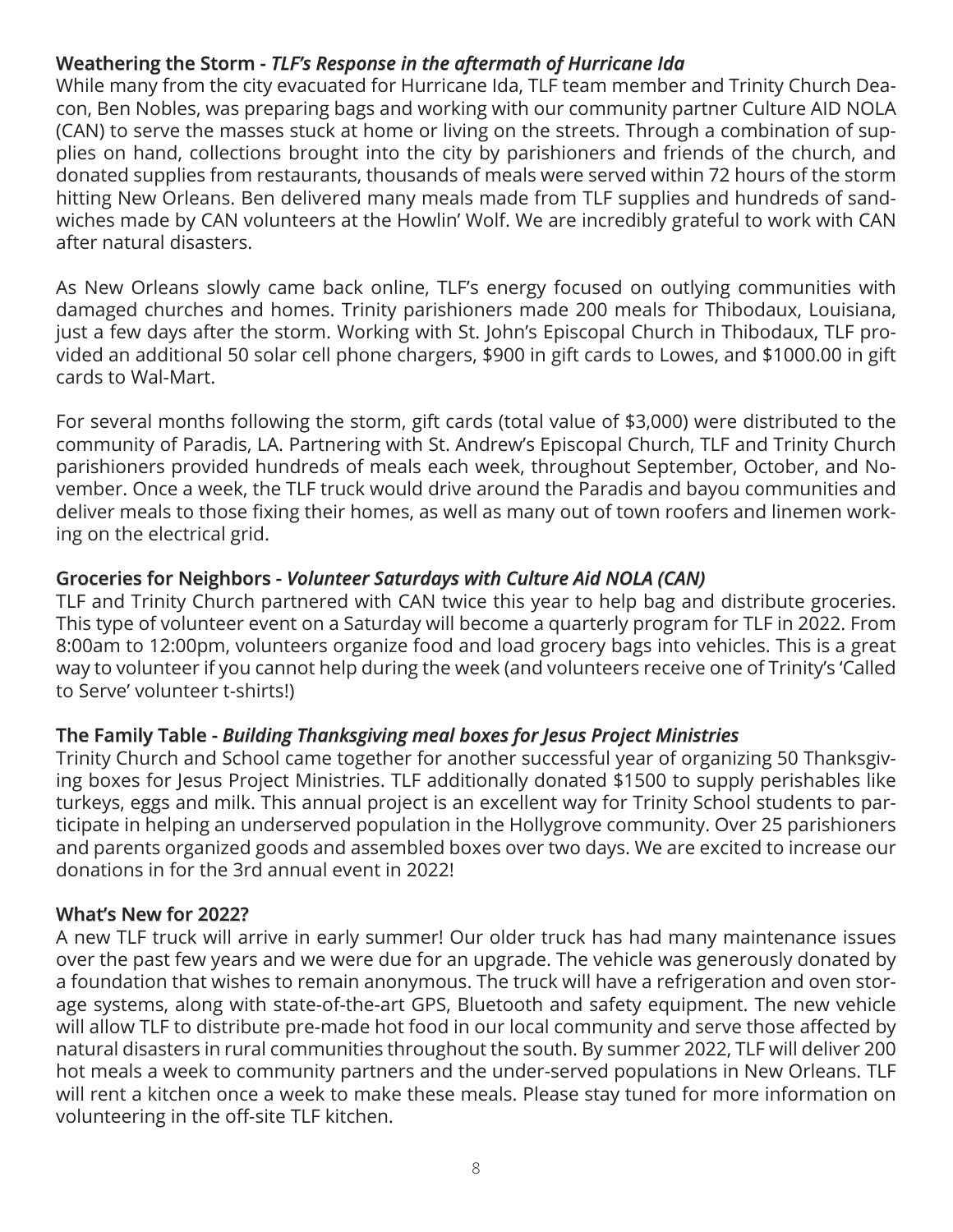### Weathering the Storm - *TLF's Response in the aftermath of Hurricane Ida*

While many from the city evacuated for Hurricane Ida, TLF team member and Trinity Church Deacon, Ben Nobles, was preparing bags and working with our community partner Culture AID NOLA (CAN) to serve the masses stuck at home or living on the streets. Through a combination of supplies on hand, collections brought into the city by parishioners and friends of the church, and donated supplies from restaurants, thousands of meals were served within 72 hours of the storm hitting New Orleans. Ben delivered many meals made from TLF supplies and hundreds of sandwiches made by CAN volunteers at the Howlin' Wolf. We are incredibly grateful to work with CAN after natural disasters.

As New Orleans slowly came back online, TLF's energy focused on outlying communities with damaged churches and homes. Trinity parishioners made 200 meals for Thibodaux, Louisiana, just a few days after the storm. Working with St. John's Episcopal Church in Thibodaux, TLF provided an additional 50 solar cell phone chargers, $900 in gift cards to Lowes, and $1000.00 in gift cards to Wal-Mart.

For several months following the storm, gift cards (total value of $3,000) were distributed to the community of Paradis, LA. Partnering with St. Andrew's Episcopal Church, TLF and Trinity Church parishioners provided hundreds of meals each week, throughout September, October, and November. Once a week, the TLF truck would drive around the Paradis and bayou communities and deliver meals to those fixing their homes, as well as many out of town roofers and linemen working on the electrical grid.

### Groceries for Neighbors - *Volunteer Saturdays with Culture Aid NOLA (CAN)*

TLF and Trinity Church partnered with CAN twice this year to help bag and distribute groceries. This type of volunteer event on a Saturday will become a quarterly program for TLF in 2022. From 8:00am to 12:00pm, volunteers organize food and load grocery bags into vehicles. This is a great way to volunteer if you cannot help during the week (and volunteers receive one of Trinity's 'Called to Serve' volunteer t-shirts!)

### The Family Table - *Building Thanksgiving meal boxes for Jesus Project Ministries*

Trinity Church and School came together for another successful year of organizing 50 Thanksgiving boxes for Jesus Project Ministries. TLF additionally donated $1500 to supply perishables like turkeys, eggs and milk. This annual project is an excellent way for Trinity School students to participate in helping an underserved population in the Hollygrove community. Over 25 parishioners and parents organized goods and assembled boxes over two days. We are excited to increase our donations in for the 3rd annual event in 2022!

### What's New for 2022?

A new TLF truck will arrive in early summer! Our older truck has had many maintenance issues over the past few years and we were due for an upgrade. The vehicle was generously donated by a foundation that wishes to remain anonymous. The truck will have a refrigeration and oven storage systems, along with state-of-the-art GPS, Bluetooth and safety equipment. The new vehicle will allow TLF to distribute pre-made hot food in our local community and serve those affected by natural disasters in rural communities throughout the south. By summer 2022, TLF will deliver 200 hot meals a week to community partners and the under-served populations in New Orleans. TLF will rent a kitchen once a week to make these meals. Please stay tuned for more information on volunteering in the off-site TLF kitchen.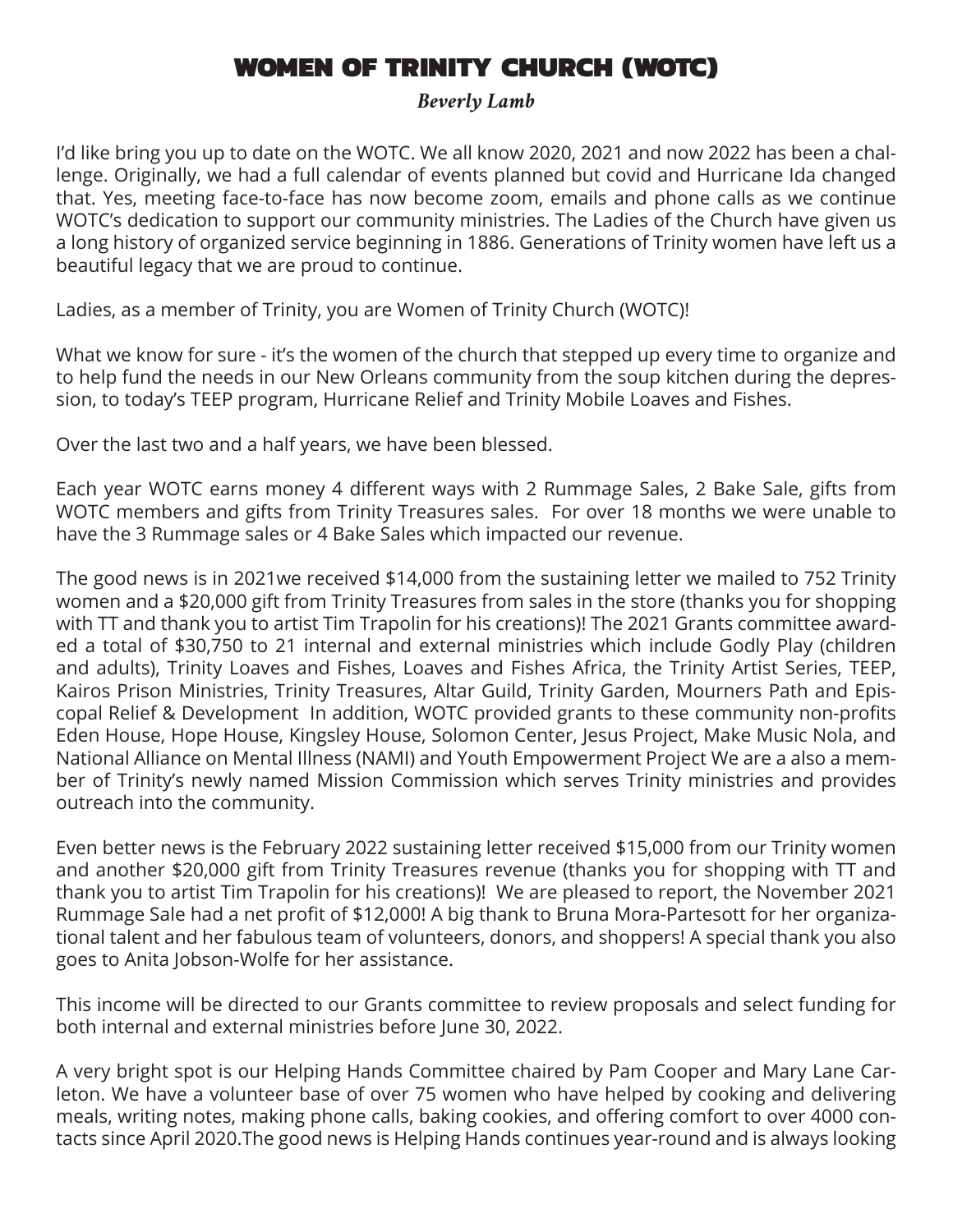# WOMEN OF TRINITY CHURCH (WOTC)

*Beverly Lamb*

I'd like bring you up to date on the WOTC. We all know 2020, 2021 and now 2022 has been a challenge. Originally, we had a full calendar of events planned but covid and Hurricane Ida changed that. Yes, meeting face-to-face has now become zoom, emails and phone calls as we continue WOTC's dedication to support our community ministries. The Ladies of the Church have given us a long history of organized service beginning in 1886. Generations of Trinity women have left us a beautiful legacy that we are proud to continue.

Ladies, as a member of Trinity, you are Women of Trinity Church (WOTC)!

What we know for sure - it's the women of the church that stepped up every time to organize and to help fund the needs in our New Orleans community from the soup kitchen during the depression, to today's TEEP program, Hurricane Relief and Trinity Mobile Loaves and Fishes.

Over the last two and a half years, we have been blessed.

Each year WOTC earns money 4 different ways with 2 Rummage Sales, 2 Bake Sale, gifts from WOTC members and gifts from Trinity Treasures sales. For over 18 months we were unable to have the 3 Rummage sales or 4 Bake Sales which impacted our revenue.

The good news is in 2021we received $14,000 from the sustaining letter we mailed to 752 Trinity women and a $20,000 gift from Trinity Treasures from sales in the store (thanks you for shopping with TT and thank you to artist Tim Trapolin for his creations)! The 2021 Grants committee awarded a total of $30,750 to 21 internal and external ministries which include Godly Play (children and adults), Trinity Loaves and Fishes, Loaves and Fishes Africa, the Trinity Artist Series, TEEP, Kairos Prison Ministries, Trinity Treasures, Altar Guild, Trinity Garden, Mourners Path and Episcopal Relief & Development In addition, WOTC provided grants to these community non-profits Eden House, Hope House, Kingsley House, Solomon Center, Jesus Project, Make Music Nola, and National Alliance on Mental Illness (NAMI) and Youth Empowerment Project We are a also a member of Trinity's newly named Mission Commission which serves Trinity ministries and provides outreach into the community.

Even better news is the February 2022 sustaining letter received $15,000 from our Trinity women and another $20,000 gift from Trinity Treasures revenue (thanks you for shopping with TT and thank you to artist Tim Trapolin for his creations)! We are pleased to report, the November 2021 Rummage Sale had a net profit of $12,000! A big thank to Bruna Mora-Partesott for her organizational talent and her fabulous team of volunteers, donors, and shoppers! A special thank you also goes to Anita Jobson-Wolfe for her assistance.

This income will be directed to our Grants committee to review proposals and select funding for both internal and external ministries before June 30, 2022.

A very bright spot is our Helping Hands Committee chaired by Pam Cooper and Mary Lane Carleton. We have a volunteer base of over 75 women who have helped by cooking and delivering meals, writing notes, making phone calls, baking cookies, and offering comfort to over 4000 contacts since April 2020.The good news is Helping Hands continues year-round and is always looking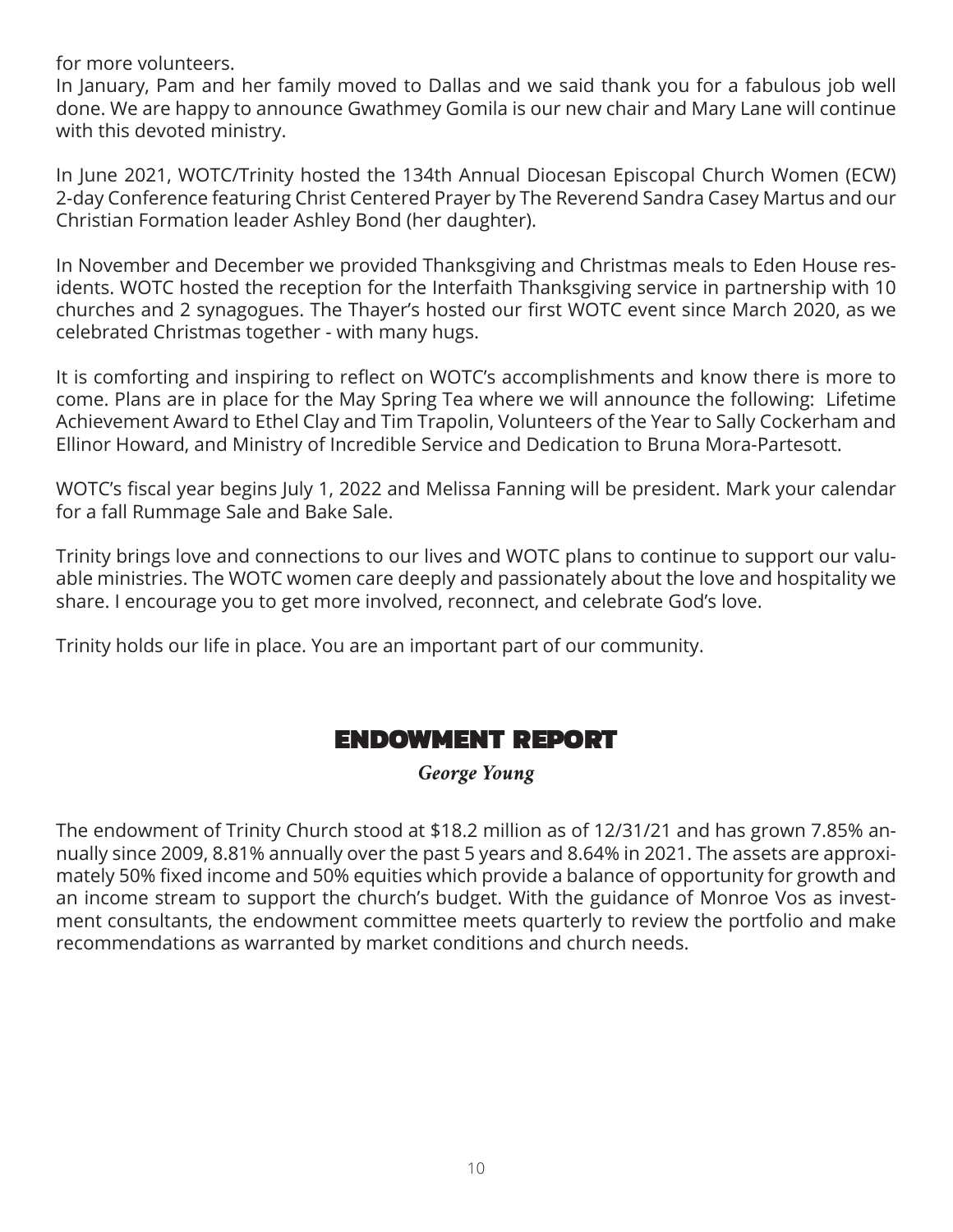for more volunteers.

In January, Pam and her family moved to Dallas and we said thank you for a fabulous job well done. We are happy to announce Gwathmey Gomila is our new chair and Mary Lane will continue with this devoted ministry.

In June 2021, WOTC/Trinity hosted the 134th Annual Diocesan Episcopal Church Women (ECW) 2-day Conference featuring Christ Centered Prayer by The Reverend Sandra Casey Martus and our Christian Formation leader Ashley Bond (her daughter).

In November and December we provided Thanksgiving and Christmas meals to Eden House residents. WOTC hosted the reception for the Interfaith Thanksgiving service in partnership with 10 churches and 2 synagogues. The Thayer's hosted our first WOTC event since March 2020, as we celebrated Christmas together - with many hugs.

It is comforting and inspiring to reflect on WOTC's accomplishments and know there is more to come. Plans are in place for the May Spring Tea where we will announce the following: Lifetime Achievement Award to Ethel Clay and Tim Trapolin, Volunteers of the Year to Sally Cockerham and Ellinor Howard, and Ministry of Incredible Service and Dedication to Bruna Mora-Partesott.

WOTC's fiscal year begins July 1, 2022 and Melissa Fanning will be president. Mark your calendar for a fall Rummage Sale and Bake Sale.

Trinity brings love and connections to our lives and WOTC plans to continue to support our valuable ministries. The WOTC women care deeply and passionately about the love and hospitality we share. I encourage you to get more involved, reconnect, and celebrate God's love.

Trinity holds our life in place. You are an important part of our community.

## ENDOWMENT REPORT

*George Young*

The endowment of Trinity Church stood at $18.2 million as of 12/31/21 and has grown 7.85% annually since 2009, 8.81% annually over the past 5 years and 8.64% in 2021. The assets are approximately 50% fixed income and 50% equities which provide a balance of opportunity for growth and an income stream to support the church's budget. With the guidance of Monroe Vos as investment consultants, the endowment committee meets quarterly to review the portfolio and make recommendations as warranted by market conditions and church needs.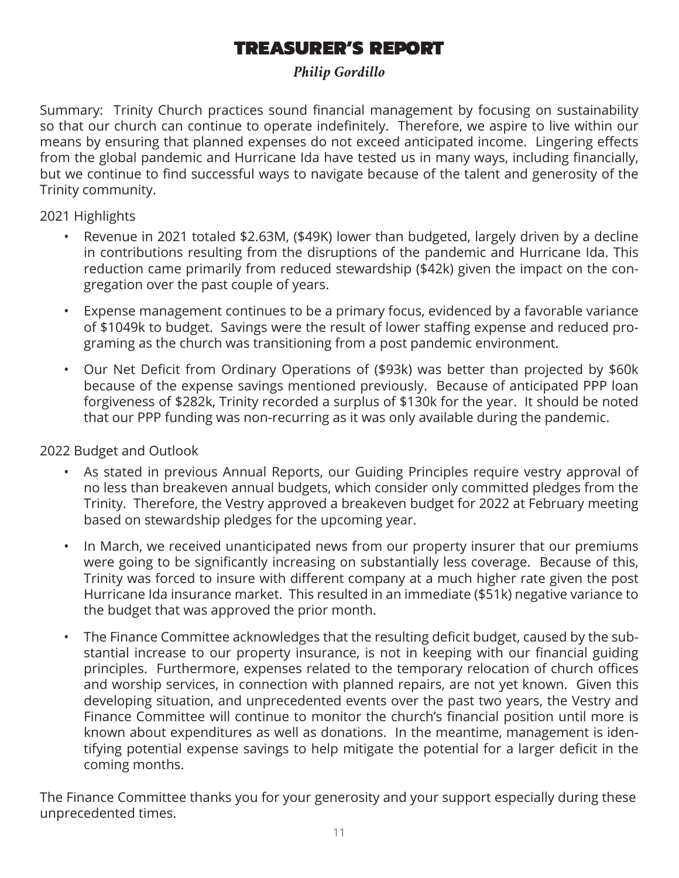# TREASURER'S REPORT

*Philip Gordillo*

Summary: Trinity Church practices sound financial management by focusing on sustainability so that our church can continue to operate indefinitely. Therefore, we aspire to live within our means by ensuring that planned expenses do not exceed anticipated income. Lingering effects from the global pandemic and Hurricane Ida have tested us in many ways, including financially, but we continue to find successful ways to navigate because of the talent and generosity of the Trinity community.

2021 Highlights

- Revenue in 2021 totaled $2.63M, ($49K) lower than budgeted, largely driven by a decline in contributions resulting from the disruptions of the pandemic and Hurricane Ida. This reduction came primarily from reduced stewardship ($42k) given the impact on the congregation over the past couple of years.
- Expense management continues to be a primary focus, evidenced by a favorable variance of $1049k to budget. Savings were the result of lower staffing expense and reduced programing as the church was transitioning from a post pandemic environment.
- Our Net Deficit from Ordinary Operations of ($93k) was better than projected by $60k because of the expense savings mentioned previously. Because of anticipated PPP loan forgiveness of $282k, Trinity recorded a surplus of $130k for the year. It should be noted that our PPP funding was non-recurring as it was only available during the pandemic.

2022 Budget and Outlook

- As stated in previous Annual Reports, our Guiding Principles require vestry approval of no less than breakeven annual budgets, which consider only committed pledges from the Trinity. Therefore, the Vestry approved a breakeven budget for 2022 at February meeting based on stewardship pledges for the upcoming year.
- In March, we received unanticipated news from our property insurer that our premiums were going to be significantly increasing on substantially less coverage. Because of this, Trinity was forced to insure with different company at a much higher rate given the post Hurricane Ida insurance market. This resulted in an immediate ($51k) negative variance to the budget that was approved the prior month.
- The Finance Committee acknowledges that the resulting deficit budget, caused by the substantial increase to our property insurance, is not in keeping with our financial guiding principles. Furthermore, expenses related to the temporary relocation of church offices and worship services, in connection with planned repairs, are not yet known. Given this developing situation, and unprecedented events over the past two years, the Vestry and Finance Committee will continue to monitor the church's financial position until more is known about expenditures as well as donations. In the meantime, management is identifying potential expense savings to help mitigate the potential for a larger deficit in the coming months.

The Finance Committee thanks you for your generosity and your support especially during these unprecedented times.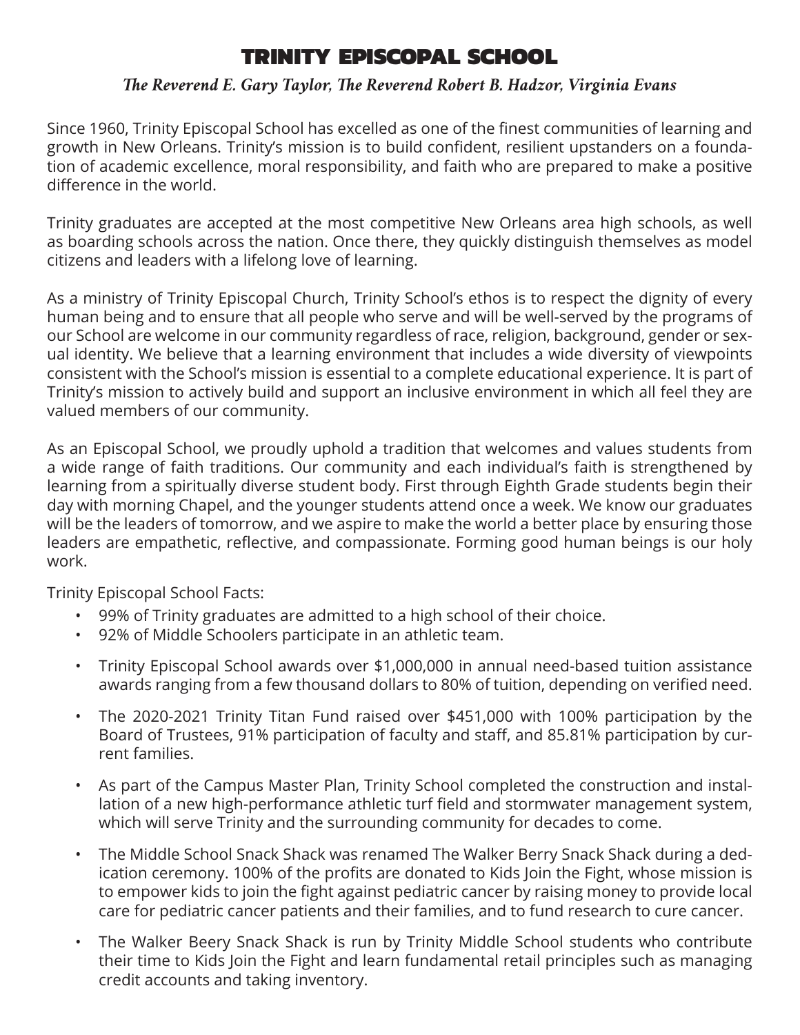# TRINITY EPISCOPAL SCHOOL

*The Reverend E. Gary Taylor, The Reverend Robert B. Hadzor, Virginia Evans*

Since 1960, Trinity Episcopal School has excelled as one of the finest communities of learning and growth in New Orleans. Trinity's mission is to build confident, resilient upstanders on a foundation of academic excellence, moral responsibility, and faith who are prepared to make a positive difference in the world.

Trinity graduates are accepted at the most competitive New Orleans area high schools, as well as boarding schools across the nation. Once there, they quickly distinguish themselves as model citizens and leaders with a lifelong love of learning.

As a ministry of Trinity Episcopal Church, Trinity School's ethos is to respect the dignity of every human being and to ensure that all people who serve and will be well-served by the programs of our School are welcome in our community regardless of race, religion, background, gender or sexual identity. We believe that a learning environment that includes a wide diversity of viewpoints consistent with the School's mission is essential to a complete educational experience. It is part of Trinity's mission to actively build and support an inclusive environment in which all feel they are valued members of our community.

As an Episcopal School, we proudly uphold a tradition that welcomes and values students from a wide range of faith traditions. Our community and each individual's faith is strengthened by learning from a spiritually diverse student body. First through Eighth Grade students begin their day with morning Chapel, and the younger students attend once a week. We know our graduates will be the leaders of tomorrow, and we aspire to make the world a better place by ensuring those leaders are empathetic, reflective, and compassionate. Forming good human beings is our holy work.

Trinity Episcopal School Facts:

- 99% of Trinity graduates are admitted to a high school of their choice.
- 92% of Middle Schoolers participate in an athletic team.
- Trinity Episcopal School awards over $1,000,000 in annual need-based tuition assistance awards ranging from a few thousand dollars to 80% of tuition, depending on verified need.
- The 2020-2021 Trinity Titan Fund raised over $451,000 with 100% participation by the Board of Trustees, 91% participation of faculty and staff, and 85.81% participation by current families.
- As part of the Campus Master Plan, Trinity School completed the construction and installation of a new high-performance athletic turf field and stormwater management system, which will serve Trinity and the surrounding community for decades to come.
- The Middle School Snack Shack was renamed The Walker Berry Snack Shack during a dedication ceremony. 100% of the profits are donated to Kids Join the Fight, whose mission is to empower kids to join the fight against pediatric cancer by raising money to provide local care for pediatric cancer patients and their families, and to fund research to cure cancer.
- The Walker Beery Snack Shack is run by Trinity Middle School students who contribute their time to Kids Join the Fight and learn fundamental retail principles such as managing credit accounts and taking inventory.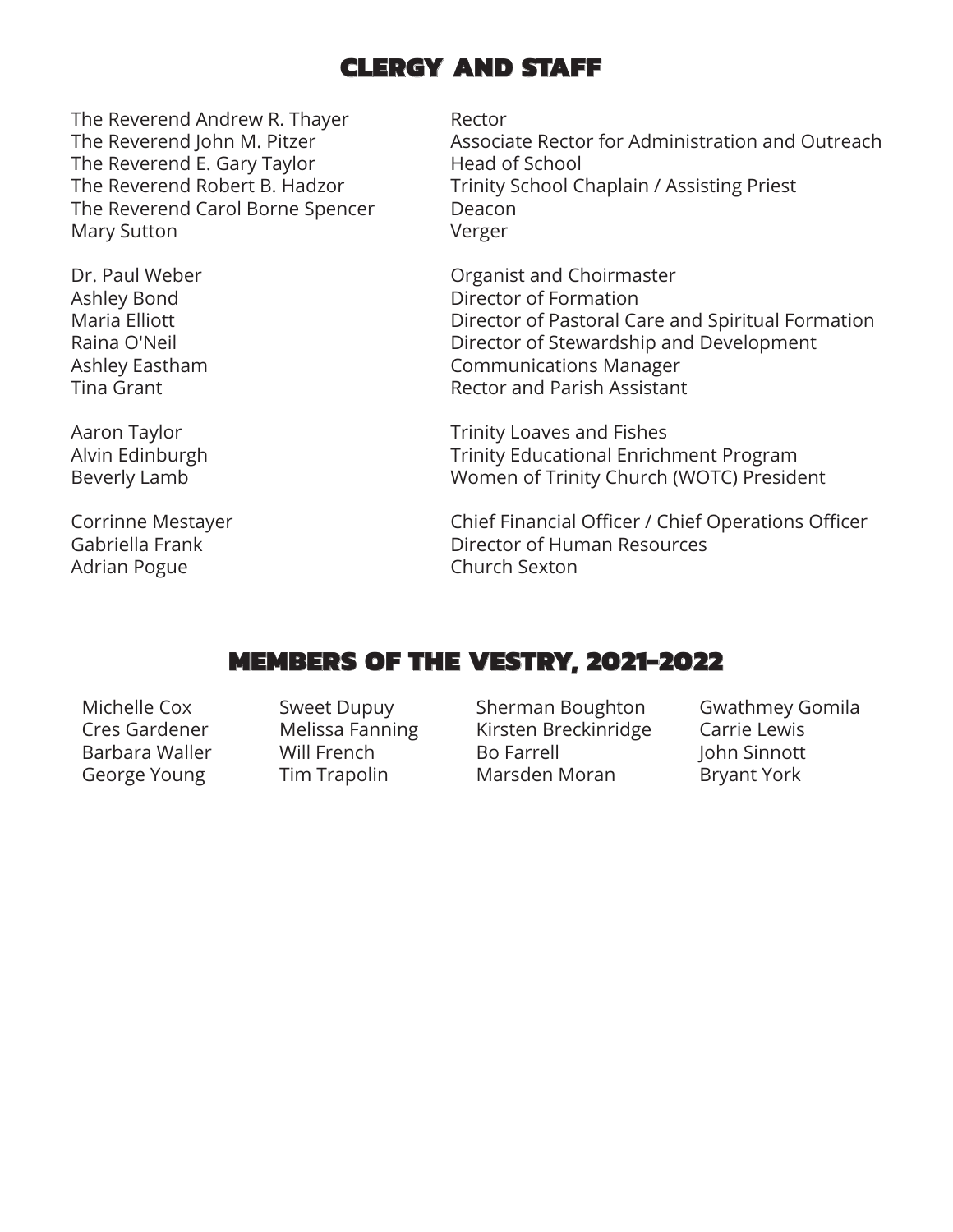## CLERGY AND STAFF

| | |
|---|---|
| The Reverend Andrew R. Thayer | Rector |
| The Reverend John M. Pitzer | Associate Rector for Administration and Outreach |
| The Reverend E. Gary Taylor | Head of School |
| The Reverend Robert B. Hadzor | Trinity School Chaplain / Assisting Priest |
| The Reverend Carol Borne Spencer | Deacon |
| Mary Sutton | Verger |
| Dr. Paul Weber | Organist and Choirmaster |
| Ashley Bond | Director of Formation |
| Maria Elliott | Director of Pastoral Care and Spiritual Formation |
| Raina O'Neil | Director of Stewardship and Development |
| Ashley Eastham | Communications Manager |
| Tina Grant | Rector and Parish Assistant |
| Aaron Taylor | Trinity Loaves and Fishes |
| Alvin Edinburgh | Trinity Educational Enrichment Program |
| Beverly Lamb | Women of Trinity Church (WOTC) President |
| Corrinne Mestayer | Chief Financial Officer / Chief Operations Officer |
| Gabriella Frank | Director of Human Resources |
| Adrian Pogue | Church Sexton |

## MEMBERS OF THE VESTRY, 2021-2022

| | | | |
|---|---|---|---|
| Michelle Cox | Sweet Dupuy | Sherman Boughton | Gwathmey Gomila |
| Cres Gardener | Melissa Fanning | Kirsten Breckinridge | Carrie Lewis |
| Barbara Waller | Will French | Bo Farrell | John Sinnott |
| George Young | Tim Trapolin | Marsden Moran | Bryant York |